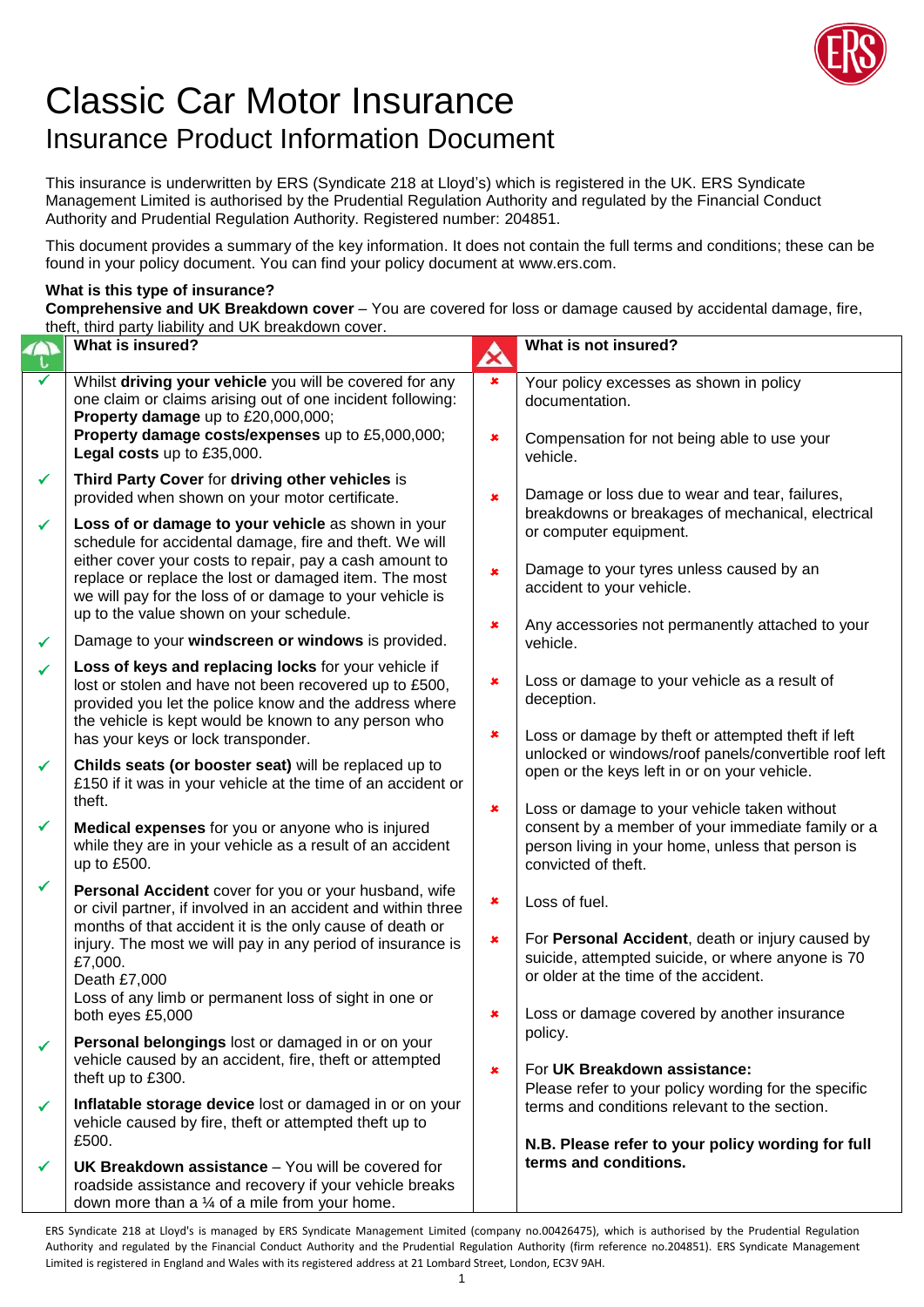# Classic Car Motor Insurance

## Insurance Product Information Document

This insurance is underwritten by ERS (Syndicate 218 at Lloyd's) which is registered in the UK. ERS Syndicate Management Limited is authorised by the Prudential Regulation Authority and regulated by the Financial Conduct Authority and Prudential Regulation Authority. Registered number: 204851.

This document provides a summary of the key information. It does not contain the full terms and conditions; these can be found in your policy document. You can find your policy document at www.ers.com.

**What is this type of insurance?**

**Comprehensive and UK Breakdown cover** – You are covered for loss or damage caused by accidental damage, fire, theft, third party liability and UK breakdown cover.

### What is insured?

- ✓ Whilst **driving your vehicle** you will be covered for any one claim or claims arising out of one incident following:
  **Property damage** up to £20,000,000;
  **Property damage costs/expenses** up to £5,000,000;
  **Legal costs** up to £35,000.
- ✓ **Third Party Cover** for **driving other vehicles** is provided when shown on your motor certificate.
- ✓ **Loss of or damage to your vehicle** as shown in your schedule for accidental damage, fire and theft. We will either cover your costs to repair, pay a cash amount to replace or replace the lost or damaged item. The most we will pay for the loss of or damage to your vehicle is up to the value shown on your schedule.
- ✓ Damage to your **windscreen or windows** is provided.
- ✓ **Loss of keys and replacing locks** for your vehicle if lost or stolen and have not been recovered up to £500, provided you let the police know and the address where the vehicle is kept would be known to any person who has your keys or lock transponder.
- ✓ **Childs seats (or booster seat)** will be replaced up to £150 if it was in your vehicle at the time of an accident or theft.
- ✓ **Medical expenses** for you or anyone who is injured while they are in your vehicle as a result of an accident up to £500.
- ✓ **Personal Accident** cover for you or your husband, wife or civil partner, if involved in an accident and within three months of that accident it is the only cause of death or injury. The most we will pay in any period of insurance is £7,000.
  Death £7,000
  Loss of any limb or permanent loss of sight in one or both eyes £5,000
- ✓ **Personal belongings** lost or damaged in or on your vehicle caused by an accident, fire, theft or attempted theft up to £300.
- ✓ **Inflatable storage device** lost or damaged in or on your vehicle caused by fire, theft or attempted theft up to £500.
- ✓ **UK Breakdown assistance** – You will be covered for roadside assistance and recovery if your vehicle breaks down more than a ¼ of a mile from your home.

### What is not insured?

- ✗ Your policy excesses as shown in policy documentation.
- ✗ Compensation for not being able to use your vehicle.
- ✗ Damage or loss due to wear and tear, failures, breakdowns or breakages of mechanical, electrical or computer equipment.
- ✗ Damage to your tyres unless caused by an accident to your vehicle.
- ✗ Any accessories not permanently attached to your vehicle.
- ✗ Loss or damage to your vehicle as a result of deception.
- ✗ Loss or damage by theft or attempted theft if left unlocked or windows/roof panels/convertible roof left open or the keys left in or on your vehicle.
- ✗ Loss or damage to your vehicle taken without consent by a member of your immediate family or a person living in your home, unless that person is convicted of theft.
- ✗ Loss of fuel.
- ✗ For **Personal Accident**, death or injury caused by suicide, attempted suicide, or where anyone is 70 or older at the time of the accident.
- ✗ Loss or damage covered by another insurance policy.
- ✗ For **UK Breakdown assistance:**
  Please refer to your policy wording for the specific terms and conditions relevant to the section.

**N.B. Please refer to your policy wording for full terms and conditions.**

ERS Syndicate 218 at Lloyd's is managed by ERS Syndicate Management Limited (company no.00426475), which is authorised by the Prudential Regulation Authority and regulated by the Financial Conduct Authority and the Prudential Regulation Authority (firm reference no.204851). ERS Syndicate Management Limited is registered in England and Wales with its registered address at 21 Lombard Street, London, EC3V 9AH.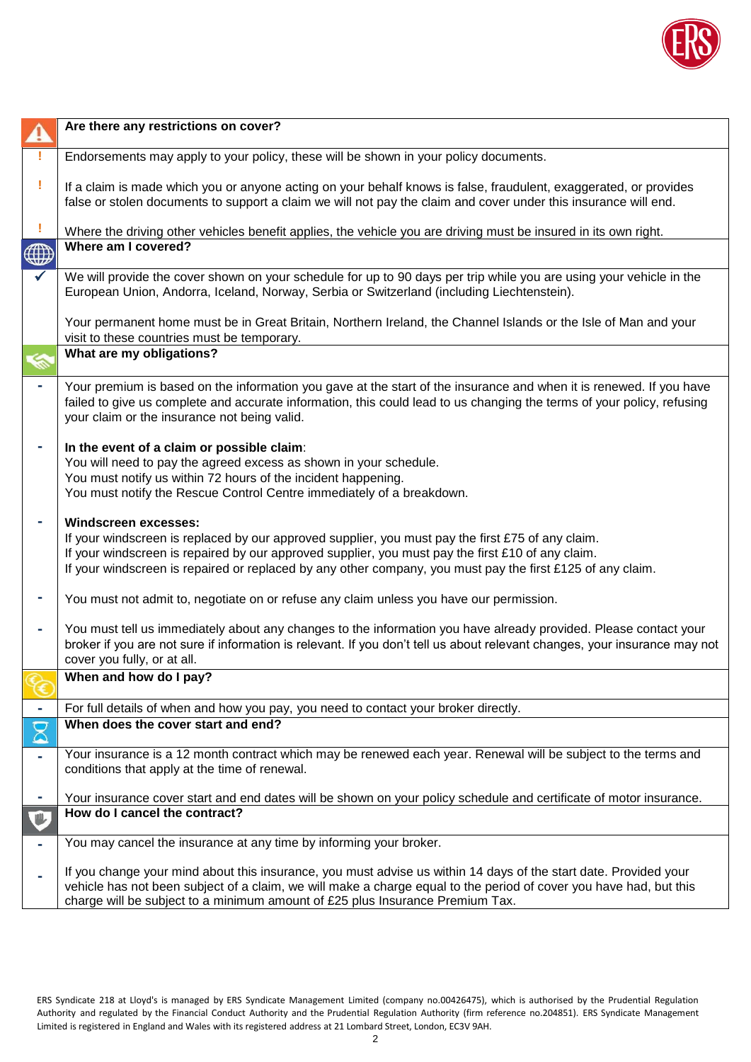## Are there any restrictions on cover?

! Endorsements may apply to your policy, these will be shown in your policy documents.

! If a claim is made which you or anyone acting on your behalf knows is false, fraudulent, exaggerated, or provides false or stolen documents to support a claim we will not pay the claim and cover under this insurance will end.

! Where the driving other vehicles benefit applies, the vehicle you are driving must be insured in its own right.

## Where am I covered?

✓ We will provide the cover shown on your schedule for up to 90 days per trip while you are using your vehicle in the European Union, Andorra, Iceland, Norway, Serbia or Switzerland (including Liechtenstein).

Your permanent home must be in Great Britain, Northern Ireland, the Channel Islands or the Isle of Man and your visit to these countries must be temporary.

## What are my obligations?

- Your premium is based on the information you gave at the start of the insurance and when it is renewed. If you have failed to give us complete and accurate information, this could lead to us changing the terms of your policy, refusing your claim or the insurance not being valid.

- **In the event of a claim or possible claim**:
  You will need to pay the agreed excess as shown in your schedule.
  You must notify us within 72 hours of the incident happening.
  You must notify the Rescue Control Centre immediately of a breakdown.

- **Windscreen excesses:**
  If your windscreen is replaced by our approved supplier, you must pay the first £75 of any claim.
  If your windscreen is repaired by our approved supplier, you must pay the first £10 of any claim.
  If your windscreen is repaired or replaced by any other company, you must pay the first £125 of any claim.

- You must not admit to, negotiate on or refuse any claim unless you have our permission.

- You must tell us immediately about any changes to the information you have already provided. Please contact your broker if you are not sure if information is relevant. If you don't tell us about relevant changes, your insurance may not cover you fully, or at all.

## When and how do I pay?

- For full details of when and how you pay, you need to contact your broker directly.

## When does the cover start and end?

- Your insurance is a 12 month contract which may be renewed each year. Renewal will be subject to the terms and conditions that apply at the time of renewal.

- Your insurance cover start and end dates will be shown on your policy schedule and certificate of motor insurance.

## How do I cancel the contract?

- You may cancel the insurance at any time by informing your broker.

- If you change your mind about this insurance, you must advise us within 14 days of the start date. Provided your vehicle has not been subject of a claim, we will make a charge equal to the period of cover you have had, but this charge will be subject to a minimum amount of £25 plus Insurance Premium Tax.

ERS Syndicate 218 at Lloyd's is managed by ERS Syndicate Management Limited (company no.00426475), which is authorised by the Prudential Regulation Authority and regulated by the Financial Conduct Authority and the Prudential Regulation Authority (firm reference no.204851). ERS Syndicate Management Limited is registered in England and Wales with its registered address at 21 Lombard Street, London, EC3V 9AH.